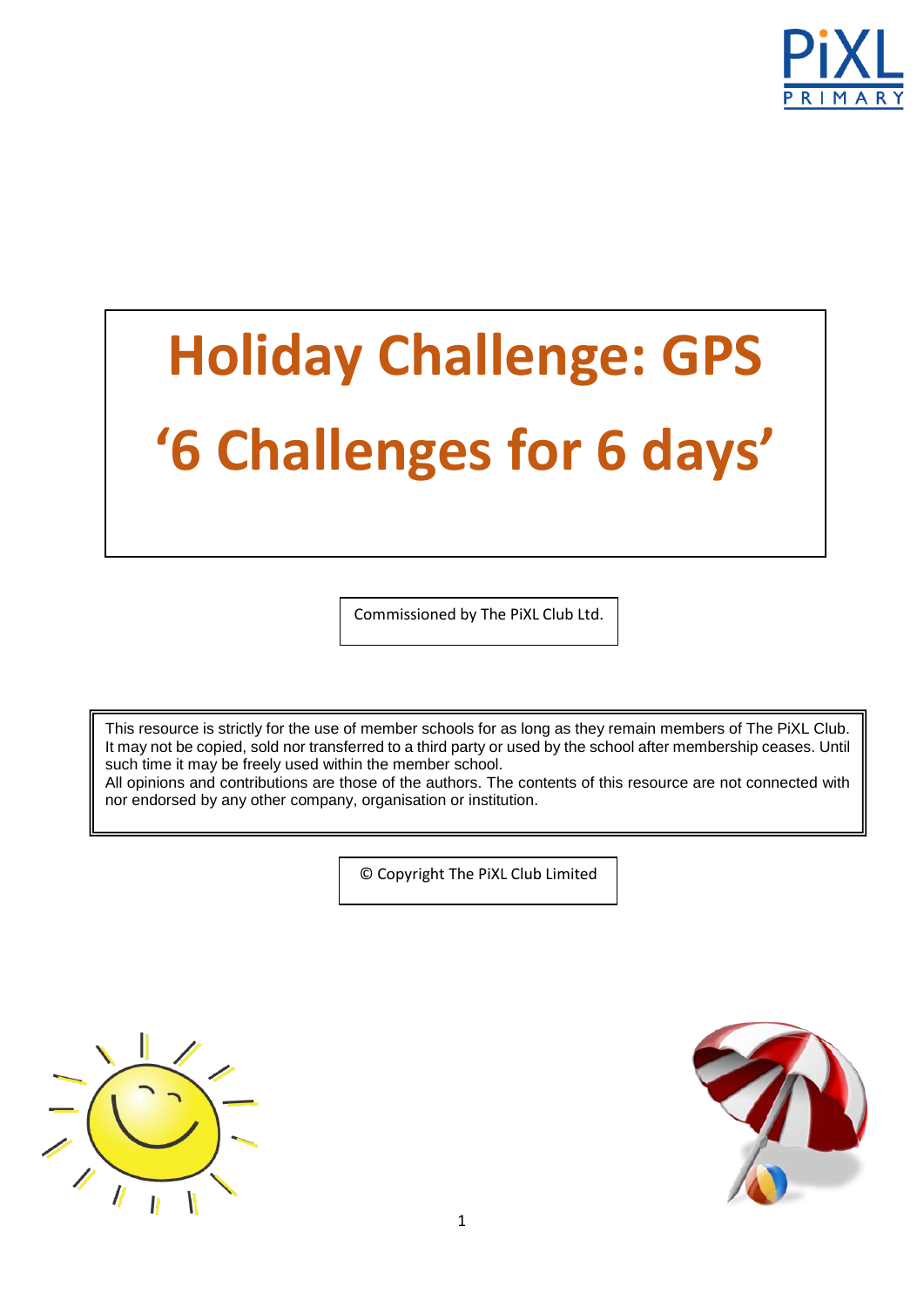PiXL PRIMARY

# Holiday Challenge: GPS

# '6 Challenges for 6 days'

Commissioned by The PiXL Club Ltd.

This resource is strictly for the use of member schools for as long as they remain members of The PiXL Club. It may not be copied, sold nor transferred to a third party or used by the school after membership ceases. Until such time it may be freely used within the member school.
All opinions and contributions are those of the authors. The contents of this resource are not connected with nor endorsed by any other company, organisation or institution.

© Copyright The PiXL Club Limited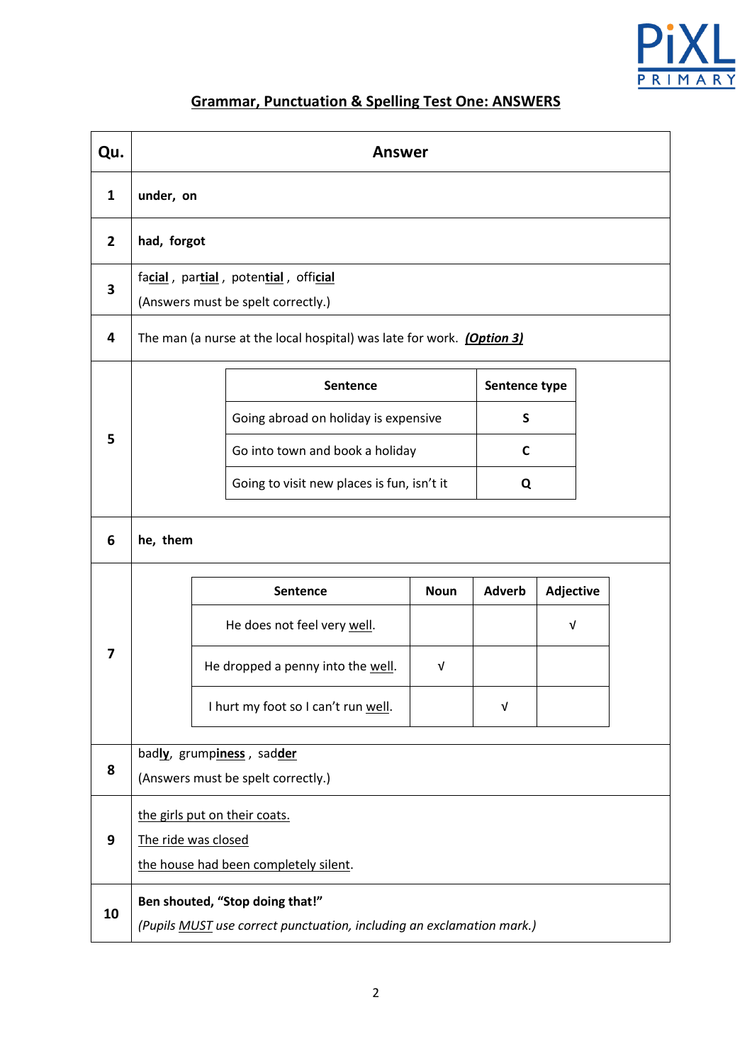## Grammar, Punctuation & Spelling Test One: ANSWERS

| Qu. | Answer |
|---|---|
| 1 | **under, on** |
| 2 | **had, forgot** |
| 3 | fa**cial** , par**tial** , poten**tial** , offi**cial** (Answers must be spelt correctly.) |
| 4 | The man (a nurse at the local hospital) was late for work. ***(Option 3)*** |
| 5 | **Sentence** / **Sentence type**: Going abroad on holiday is expensive – **S**; Go into town and book a holiday – **C**; Going to visit new places is fun, isn't it – **Q** |
| 6 | **he, them** |
| 7 | See table below |
| 8 | bad**ly**, grump**iness** , sad**der** (Answers must be spelt correctly.) |
| 9 | the girls put on their coats. The ride was closed the house had been completely silent. |
| 10 | **Ben shouted, "Stop doing that!"** *(Pupils MUST use correct punctuation, including an exclamation mark.)* |

Question 5:

| Sentence | Sentence type |
|---|---|
| Going abroad on holiday is expensive | **S** |
| Go into town and book a holiday | **C** |
| Going to visit new places is fun, isn't it | **Q** |

Question 7:

| Sentence | Noun | Adverb | Adjective |
|---|---|---|---|
| He does not feel very well. | | | √ |
| He dropped a penny into the well. | √ | | |
| I hurt my foot so I can't run well. | | √ | |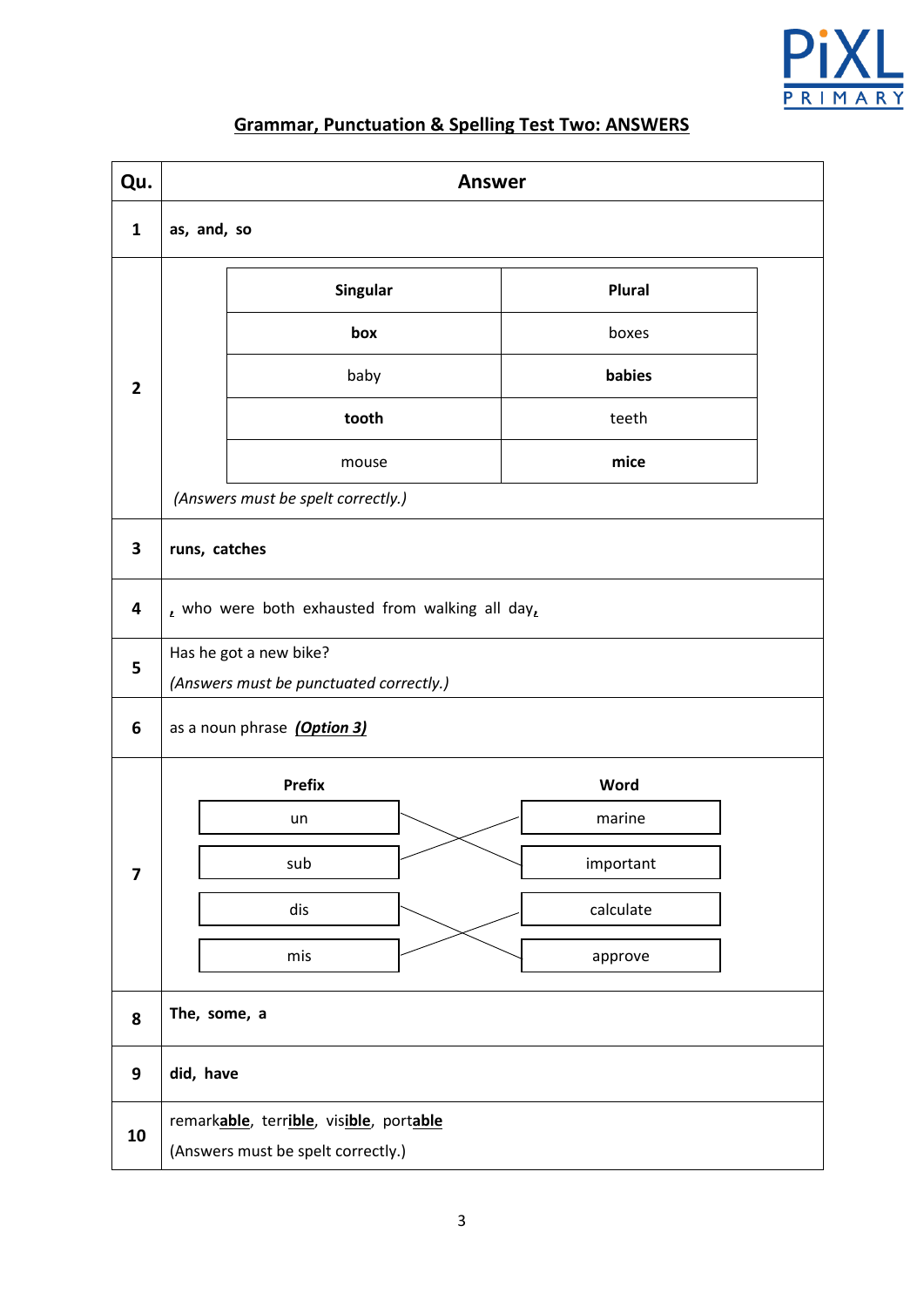## Grammar, Punctuation & Spelling Test Two: ANSWERS

| Qu. | Answer |
|---|---|
| 1 | **as, and, so** |
| 2 | <table><tr><th>Singular</th><th>Plural</th></tr><tr><td>**box**</td><td>boxes</td></tr><tr><td>baby</td><td>**babies**</td></tr><tr><td>**tooth**</td><td>teeth</td></tr><tr><td>mouse</td><td>**mice**</td></tr></table> *(Answers must be spelt correctly.)* |
| 3 | **runs, catches** |
| 4 | **,** who were both exhausted from walking all day**,** |
| 5 | Has he got a new bike? *(Answers must be punctuated correctly.)* |
| 6 | as a noun phrase ***(Option 3)*** |
| 7 | **Prefix** → **Word**: un → important; sub → marine; dis → approve; mis → calculate |
| 8 | **The, some, a** |
| 9 | **did, have** |
| 10 | remark**able**, terr**ible**, vis**ible**, port**able** (Answers must be spelt correctly.) |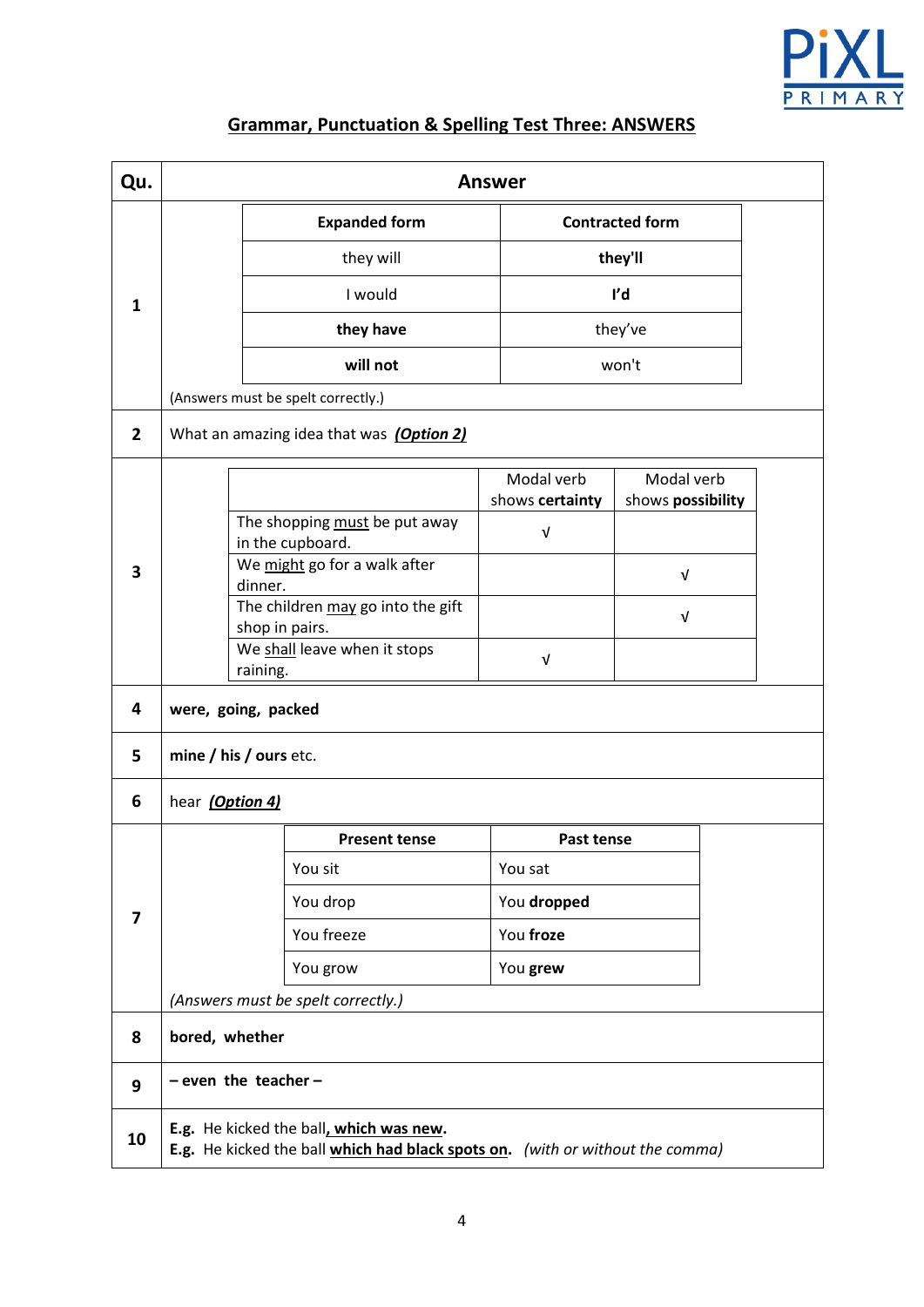PiXL PRIMARY

## Grammar, Punctuation & Spelling Test Three: ANSWERS

**Qu. 1**

| Expanded form | Contracted form |
|---|---|
| they will | **they'll** |
| I would | **I'd** |
| **they have** | they've |
| **will not** | won't |

(Answers must be spelt correctly.)

**Qu. 2**

What an amazing idea that was ***Option 2)***

**Qu. 3**

| | Modal verb shows **certainty** | Modal verb shows **possibility** |
|---|---|---|
| The shopping <u>must</u> be put away in the cupboard. | √ | |
| We <u>might</u> go for a walk after dinner. | | √ |
| The children <u>may</u> go into the gift shop in pairs. | | √ |
| We <u>shall</u> leave when it stops raining. | √ | |

**Qu. 4**

**were, going, packed**

**Qu. 5**

**mine / his / ours** etc.

**Qu. 6**

hear ***Option 4)***

**Qu. 7**

| Present tense | Past tense |
|---|---|
| You sit | You sat |
| You drop | You **dropped** |
| You freeze | You **froze** |
| You grow | You **grew** |

*(Answers must be spelt correctly.)*

**Qu. 8**

**bored, whether**

**Qu. 9**

**– even the teacher –**

**Qu. 10**

**E.g.** He kicked the ball**, which was new**.
**E.g.** He kicked the ball **which had black spots on**. *(with or without the comma)*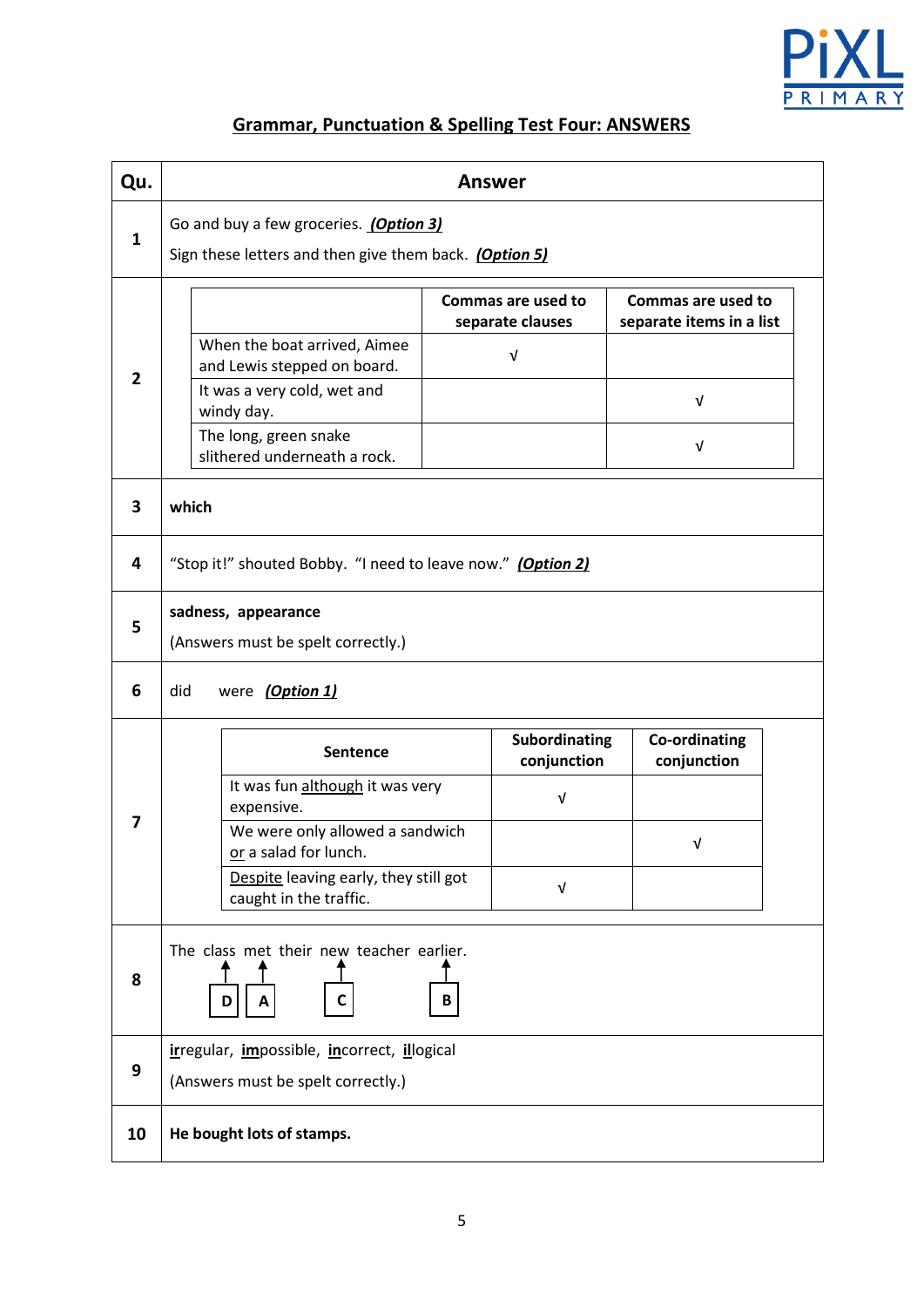## Grammar, Punctuation & Spelling Test Four: ANSWERS

| Qu. | Answer |
|---|---|
| 1 | Go and buy a few groceries. ***Option 3)*** <br> Sign these letters and then give them back. ***(Option 5)*** |
| 2 | *(see table below)* |
| 3 | **which** |
| 4 | "Stop it!" shouted Bobby. "I need to leave now." ***(Option 2)*** |
| 5 | **sadness, appearance** <br> (Answers must be spelt correctly.) |
| 6 | did were ***(Option 1)*** |
| 7 | *(see table below)* |
| 8 | The class met their new teacher earlier. <br> The → D, class → A, new → C, earlier → B |
| 9 | **ir**regular, **im**possible, **in**correct, **il**logical <br> (Answers must be spelt correctly.) |
| 10 | **He bought lots of stamps.** |

**Question 2**

| | Commas are used to separate clauses | Commas are used to separate items in a list |
|---|---|---|
| When the boat arrived, Aimee and Lewis stepped on board. | √ | |
| It was a very cold, wet and windy day. | | √ |
| The long, green snake slithered underneath a rock. | | √ |

**Question 7**

| Sentence | Subordinating conjunction | Co-ordinating conjunction |
|---|---|---|
| It was fun although it was very expensive. | √ | |
| We were only allowed a sandwich or a salad for lunch. | | √ |
| Despite leaving early, they still got caught in the traffic. | √ | |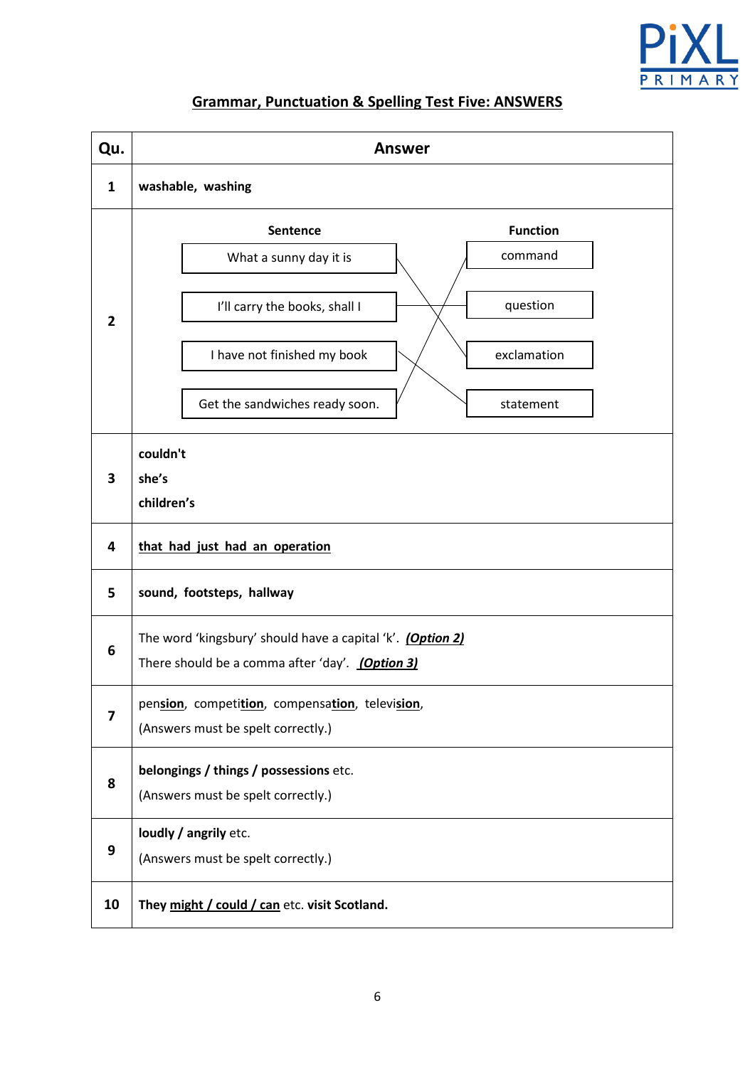## Grammar, Punctuation & Spelling Test Five: ANSWERS

| Qu. | Answer |
|---|---|
| 1 | **washable, washing** |
| 2 | **Sentence** → **Function**<br>What a sunny day it is → exclamation<br>I'll carry the books, shall I → question<br>I have not finished my book → statement<br>Get the sandwiches ready soon. → command |
| 3 | **couldn't**<br>**she's**<br>**children's** |
| 4 | **<u>that had just had an operation</u>** |
| 5 | **sound, footsteps, hallway** |
| 6 | The word 'kingsbury' should have a capital 'k'. ***<u>(Option 2)</u>***<br>There should be a comma after 'day'. ***<u>(Option 3)</u>*** |
| 7 | pen**<u>sion</u>**, competi**<u>tion</u>**, compensa**<u>tion</u>**, televi**<u>sion</u>**,<br>(Answers must be spelt correctly.) |
| 8 | **belongings / things / possessions** etc.<br>(Answers must be spelt correctly.) |
| 9 | **loudly / angrily** etc.<br>(Answers must be spelt correctly.) |
| 10 | **They <u>might / could / can</u>** etc. **visit Scotland.** |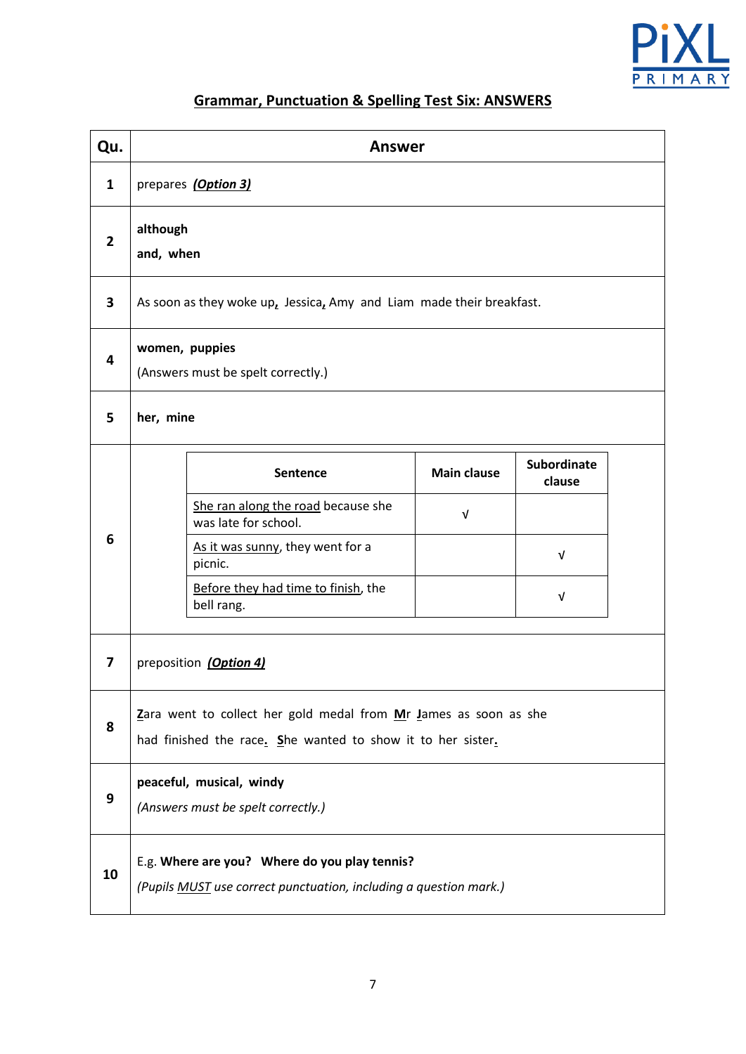PiXL PRIMARY

## Grammar, Punctuation & Spelling Test Six: ANSWERS

| Qu. | Answer |
|---|---|
| 1 | prepares ***(Option 3)*** |
| 2 | **although**<br>**and, when** |
| 3 | As soon as they woke up, Jessica, Amy and Liam made their breakfast. |
| 4 | **women, puppies**<br>(Answers must be spelt correctly.) |
| 5 | **her, mine** |
| 6 | <table><tr><th>Sentence</th><th>Main clause</th><th>Subordinate clause</th></tr><tr><td>She ran along the road because she was late for school.</td><td>√</td><td></td></tr><tr><td>As it was sunny, they went for a picnic.</td><td></td><td>√</td></tr><tr><td>Before they had time to finish, the bell rang.</td><td></td><td>√</td></tr></table> |
| 7 | preposition ***(Option 4)*** |
| 8 | **Z**ara went to collect her gold medal from **M**r **J**ames as soon as she had finished the race**.** **S**he wanted to show it to her sister**.** |
| 9 | **peaceful, musical, windy**<br>*(Answers must be spelt correctly.)* |
| 10 | E.g. **Where are you? Where do you play tennis?**<br>*(Pupils MUST use correct punctuation, including a question mark.)* |